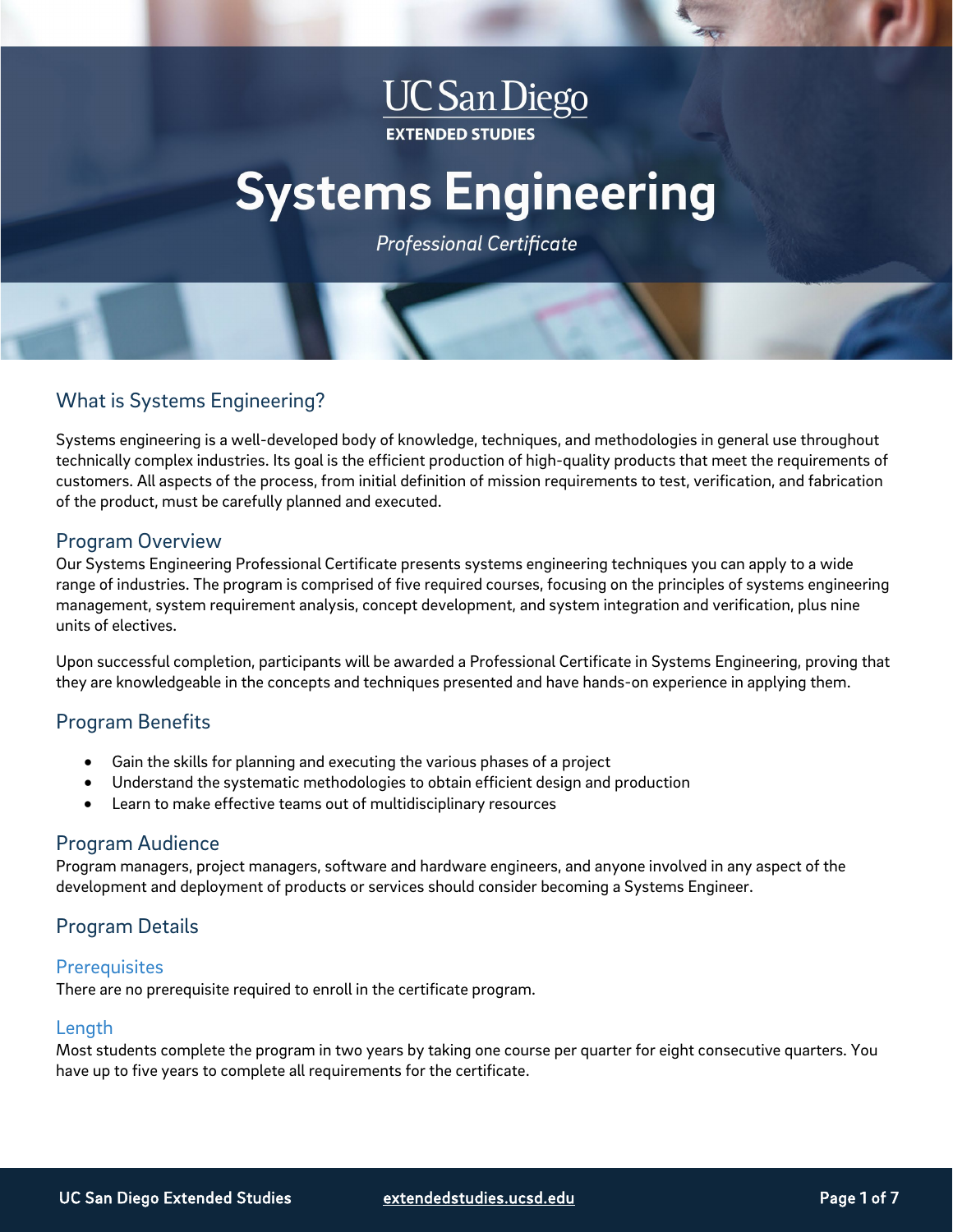UC San Diego

EXTENDED STUDIES

# Systems Engineering

*Professional Certificate*

## What is Systems Engineering?

Systems engineering is a well-developed body of knowledge, techniques, and methodologies in general use throughout technically complex industries. Its goal is the efficient production of high-quality products that meet the requirements of customers. All aspects of the process, from initial definition of mission requirements to test, verification, and fabrication of the product, must be carefully planned and executed.

## Program Overview

Our Systems Engineering Professional Certificate presents systems engineering techniques you can apply to a wide range of industries. The program is comprised of five required courses, focusing on the principles of systems engineering management, system requirement analysis, concept development, and system integration and verification, plus nine units of electives.

Upon successful completion, participants will be awarded a Professional Certificate in Systems Engineering, proving that they are knowledgeable in the concepts and techniques presented and have hands-on experience in applying them.

## Program Benefits

- Gain the skills for planning and executing the various phases of a project
- Understand the systematic methodologies to obtain efficient design and production
- Learn to make effective teams out of multidisciplinary resources

## Program Audience

Program managers, project managers, software and hardware engineers, and anyone involved in any aspect of the development and deployment of products or services should consider becoming a Systems Engineer.

## Program Details

### Prerequisites

There are no prerequisite required to enroll in the certificate program.

### Length

Most students complete the program in two years by taking one course per quarter for eight consecutive quarters. You have up to five years to complete all requirements for the certificate.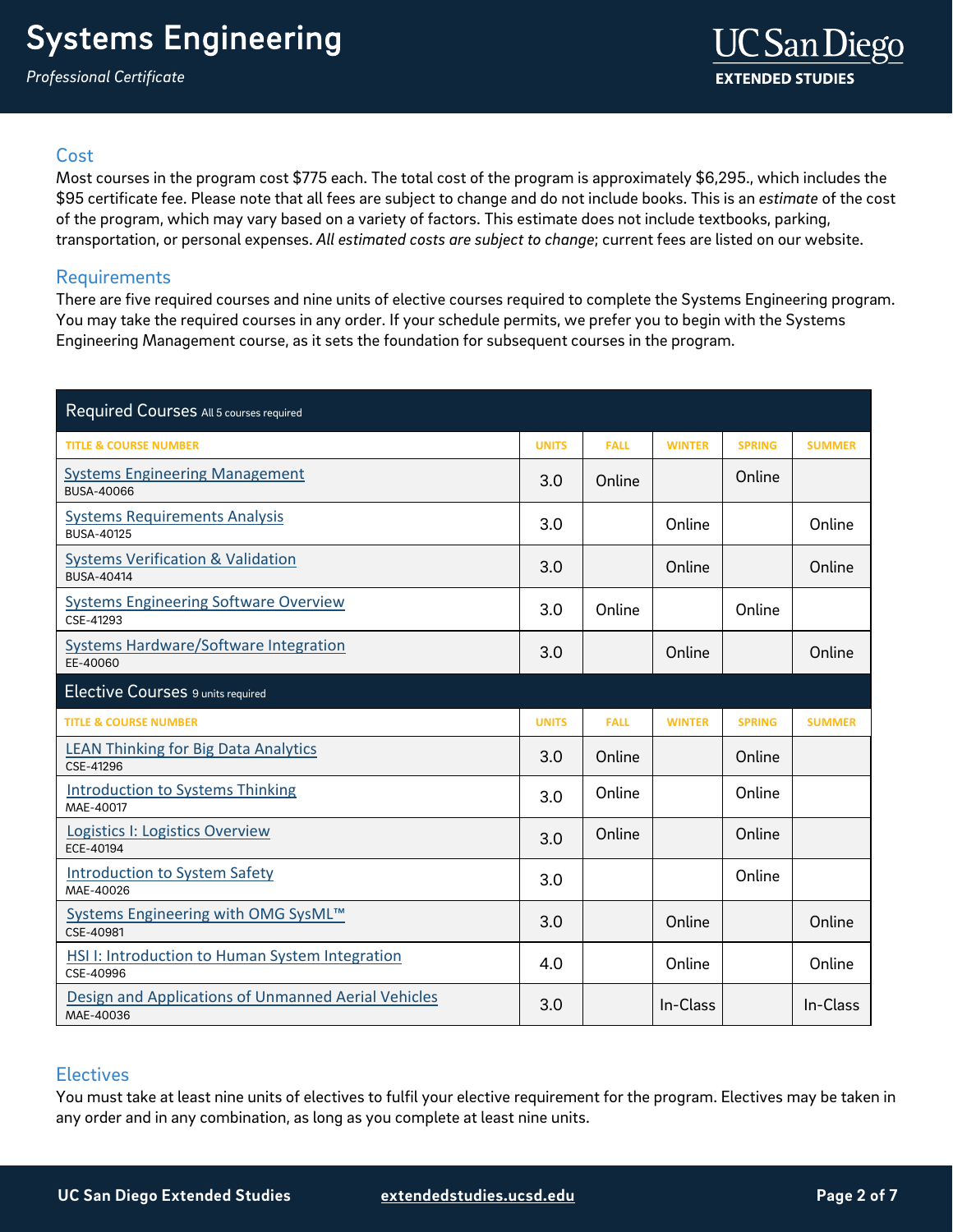## Cost

Most courses in the program cost $775 each. The total cost of the program is approximately $6,295., which includes the $95 certificate fee. Please note that all fees are subject to change and do not include books. This is an *estimate* of the cost of the program, which may vary based on a variety of factors. This estimate does not include textbooks, parking, transportation, or personal expenses. *All estimated costs are subject to change*; current fees are listed on our website.

## Requirements

There are five required courses and nine units of elective courses required to complete the Systems Engineering program. You may take the required courses in any order. If your schedule permits, we prefer you to begin with the Systems Engineering Management course, as it sets the foundation for subsequent courses in the program.

| Required Courses All 5 courses required | | | | | |
|---|---|---|---|---|---|
| TITLE & COURSE NUMBER | UNITS | FALL | WINTER | SPRING | SUMMER |
| Systems Engineering Management<br>BUSA-40066 | 3.0 | Online | | Online | |
| Systems Requirements Analysis<br>BUSA-40125 | 3.0 | | Online | | Online |
| Systems Verification & Validation<br>BUSA-40414 | 3.0 | | Online | | Online |
| Systems Engineering Software Overview<br>CSE-41293 | 3.0 | Online | | Online | |
| Systems Hardware/Software Integration<br>EE-40060 | 3.0 | | Online | | Online |
| **Elective Courses** 9 units required | | | | | |
| TITLE & COURSE NUMBER | UNITS | FALL | WINTER | SPRING | SUMMER |
| LEAN Thinking for Big Data Analytics<br>CSE-41296 | 3.0 | Online | | Online | |
| Introduction to Systems Thinking<br>MAE-40017 | 3.0 | Online | | Online | |
| Logistics I: Logistics Overview<br>ECE-40194 | 3.0 | Online | | Online | |
| Introduction to System Safety<br>MAE-40026 | 3.0 | | | Online | |
| Systems Engineering with OMG SysML™<br>CSE-40981 | 3.0 | | Online | | Online |
| HSI I: Introduction to Human System Integration<br>CSE-40996 | 4.0 | | Online | | Online |
| Design and Applications of Unmanned Aerial Vehicles<br>MAE-40036 | 3.0 | | In-Class | | In-Class |

## Electives

You must take at least nine units of electives to fulfil your elective requirement for the program. Electives may be taken in any order and in any combination, as long as you complete at least nine units.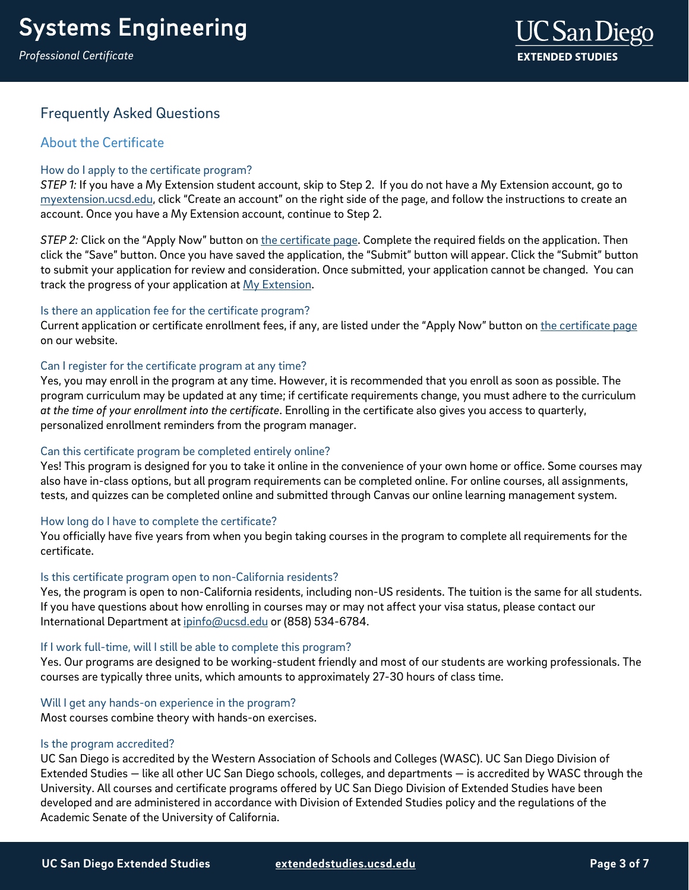## Frequently Asked Questions

### About the Certificate

#### How do I apply to the certificate program?

*STEP 1:* If you have a My Extension student account, skip to Step 2. If you do not have a My Extension account, go to myextension.ucsd.edu, click "Create an account" on the right side of the page, and follow the instructions to create an account. Once you have a My Extension account, continue to Step 2.

*STEP 2:* Click on the "Apply Now" button on the certificate page. Complete the required fields on the application. Then click the "Save" button. Once you have saved the application, the "Submit" button will appear. Click the "Submit" button to submit your application for review and consideration. Once submitted, your application cannot be changed. You can track the progress of your application at My Extension.

#### Is there an application fee for the certificate program?

Current application or certificate enrollment fees, if any, are listed under the "Apply Now" button on the certificate page on our website.

#### Can I register for the certificate program at any time?

Yes, you may enroll in the program at any time. However, it is recommended that you enroll as soon as possible. The program curriculum may be updated at any time; if certificate requirements change, you must adhere to the curriculum *at the time of your enrollment into the certificate*. Enrolling in the certificate also gives you access to quarterly, personalized enrollment reminders from the program manager.

#### Can this certificate program be completed entirely online?

Yes! This program is designed for you to take it online in the convenience of your own home or office. Some courses may also have in-class options, but all program requirements can be completed online. For online courses, all assignments, tests, and quizzes can be completed online and submitted through Canvas our online learning management system.

#### How long do I have to complete the certificate?

You officially have five years from when you begin taking courses in the program to complete all requirements for the certificate.

#### Is this certificate program open to non-California residents?

Yes, the program is open to non-California residents, including non-US residents. The tuition is the same for all students. If you have questions about how enrolling in courses may or may not affect your visa status, please contact our International Department at ipinfo@ucsd.edu or (858) 534-6784.

#### If I work full-time, will I still be able to complete this program?

Yes. Our programs are designed to be working-student friendly and most of our students are working professionals. The courses are typically three units, which amounts to approximately 27-30 hours of class time.

#### Will I get any hands-on experience in the program?

Most courses combine theory with hands-on exercises.

#### Is the program accredited?

UC San Diego is accredited by the Western Association of Schools and Colleges (WASC). UC San Diego Division of Extended Studies — like all other UC San Diego schools, colleges, and departments — is accredited by WASC through the University. All courses and certificate programs offered by UC San Diego Division of Extended Studies have been developed and are administered in accordance with Division of Extended Studies policy and the regulations of the Academic Senate of the University of California.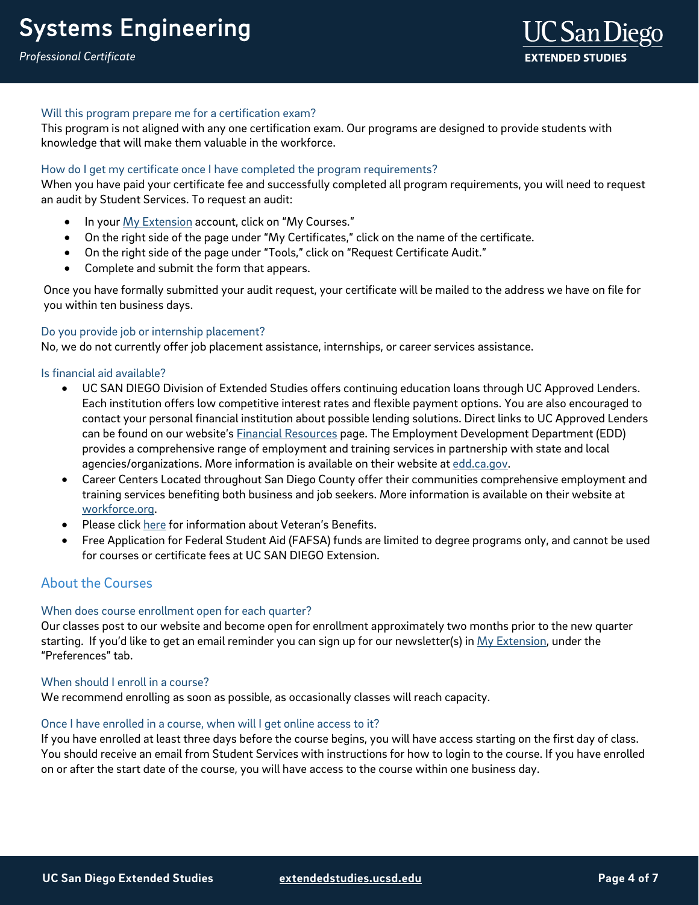### Will this program prepare me for a certification exam?

This program is not aligned with any one certification exam. Our programs are designed to provide students with knowledge that will make them valuable in the workforce.

### How do I get my certificate once I have completed the program requirements?

When you have paid your certificate fee and successfully completed all program requirements, you will need to request an audit by Student Services. To request an audit:

- In your My Extension account, click on "My Courses."
- On the right side of the page under "My Certificates," click on the name of the certificate.
- On the right side of the page under "Tools," click on "Request Certificate Audit."
- Complete and submit the form that appears.

Once you have formally submitted your audit request, your certificate will be mailed to the address we have on file for you within ten business days.

### Do you provide job or internship placement?

No, we do not currently offer job placement assistance, internships, or career services assistance.

### Is financial aid available?

- UC SAN DIEGO Division of Extended Studies offers continuing education loans through UC Approved Lenders. Each institution offers low competitive interest rates and flexible payment options. You are also encouraged to contact your personal financial institution about possible lending solutions. Direct links to UC Approved Lenders can be found on our website's Financial Resources page. The Employment Development Department (EDD) provides a comprehensive range of employment and training services in partnership with state and local agencies/organizations. More information is available on their website at edd.ca.gov.
- Career Centers Located throughout San Diego County offer their communities comprehensive employment and training services benefiting both business and job seekers. More information is available on their website at workforce.org.
- Please click here for information about Veteran's Benefits.
- Free Application for Federal Student Aid (FAFSA) funds are limited to degree programs only, and cannot be used for courses or certificate fees at UC SAN DIEGO Extension.

## About the Courses

### When does course enrollment open for each quarter?

Our classes post to our website and become open for enrollment approximately two months prior to the new quarter starting. If you'd like to get an email reminder you can sign up for our newsletter(s) in My Extension, under the "Preferences" tab.

### When should I enroll in a course?

We recommend enrolling as soon as possible, as occasionally classes will reach capacity.

### Once I have enrolled in a course, when will I get online access to it?

If you have enrolled at least three days before the course begins, you will have access starting on the first day of class. You should receive an email from Student Services with instructions for how to login to the course. If you have enrolled on or after the start date of the course, you will have access to the course within one business day.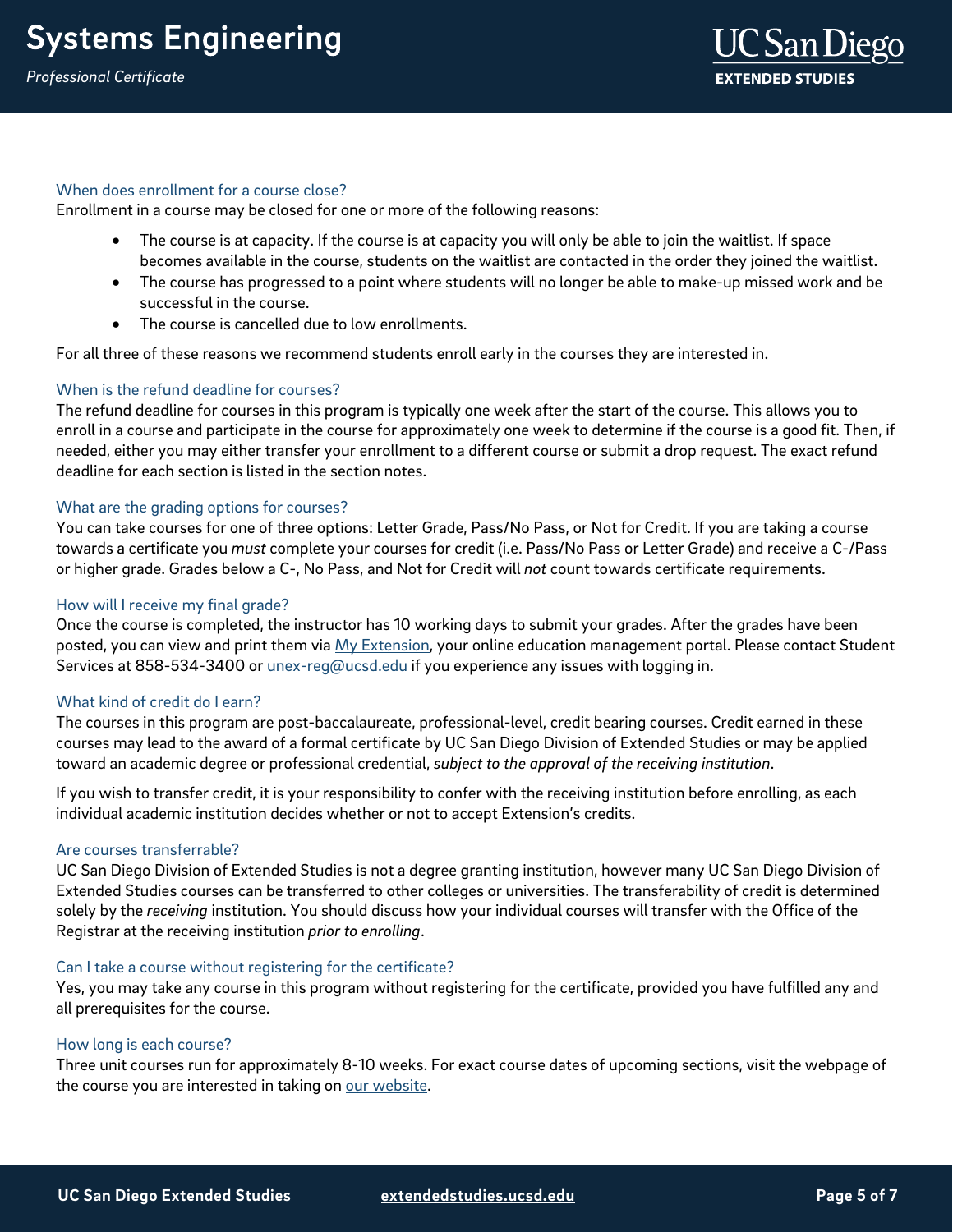### When does enrollment for a course close?

Enrollment in a course may be closed for one or more of the following reasons:

- The course is at capacity. If the course is at capacity you will only be able to join the waitlist. If space becomes available in the course, students on the waitlist are contacted in the order they joined the waitlist.
- The course has progressed to a point where students will no longer be able to make-up missed work and be successful in the course.
- The course is cancelled due to low enrollments.

For all three of these reasons we recommend students enroll early in the courses they are interested in.

### When is the refund deadline for courses?

The refund deadline for courses in this program is typically one week after the start of the course. This allows you to enroll in a course and participate in the course for approximately one week to determine if the course is a good fit. Then, if needed, either you may either transfer your enrollment to a different course or submit a drop request. The exact refund deadline for each section is listed in the section notes.

### What are the grading options for courses?

You can take courses for one of three options: Letter Grade, Pass/No Pass, or Not for Credit. If you are taking a course towards a certificate you *must* complete your courses for credit (i.e. Pass/No Pass or Letter Grade) and receive a C-/Pass or higher grade. Grades below a C-, No Pass, and Not for Credit will *not* count towards certificate requirements.

### How will I receive my final grade?

Once the course is completed, the instructor has 10 working days to submit your grades. After the grades have been posted, you can view and print them via [My Extension](), your online education management portal. Please contact Student Services at 858-534-3400 or [unex-reg@ucsd.edu]() if you experience any issues with logging in.

### What kind of credit do I earn?

The courses in this program are post-baccalaureate, professional-level, credit bearing courses. Credit earned in these courses may lead to the award of a formal certificate by UC San Diego Division of Extended Studies or may be applied toward an academic degree or professional credential, *subject to the approval of the receiving institution*.

If you wish to transfer credit, it is your responsibility to confer with the receiving institution before enrolling, as each individual academic institution decides whether or not to accept Extension's credits.

### Are courses transferrable?

UC San Diego Division of Extended Studies is not a degree granting institution, however many UC San Diego Division of Extended Studies courses can be transferred to other colleges or universities. The transferability of credit is determined solely by the *receiving* institution. You should discuss how your individual courses will transfer with the Office of the Registrar at the receiving institution *prior to enrolling*.

### Can I take a course without registering for the certificate?

Yes, you may take any course in this program without registering for the certificate, provided you have fulfilled any and all prerequisites for the course.

### How long is each course?

Three unit courses run for approximately 8-10 weeks. For exact course dates of upcoming sections, visit the webpage of the course you are interested in taking on [our website]().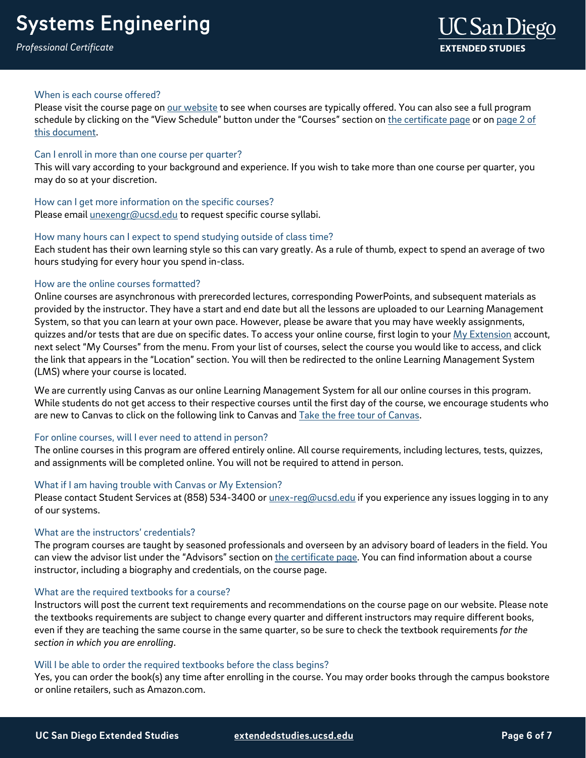### When is each course offered?

Please visit the course page on our website to see when courses are typically offered. You can also see a full program schedule by clicking on the "View Schedule" button under the "Courses" section on the certificate page or on page 2 of this document.

### Can I enroll in more than one course per quarter?

This will vary according to your background and experience. If you wish to take more than one course per quarter, you may do so at your discretion.

### How can I get more information on the specific courses?

Please email unexengr@ucsd.edu to request specific course syllabi.

### How many hours can I expect to spend studying outside of class time?

Each student has their own learning style so this can vary greatly. As a rule of thumb, expect to spend an average of two hours studying for every hour you spend in-class.

### How are the online courses formatted?

Online courses are asynchronous with prerecorded lectures, corresponding PowerPoints, and subsequent materials as provided by the instructor. They have a start and end date but all the lessons are uploaded to our Learning Management System, so that you can learn at your own pace. However, please be aware that you may have weekly assignments, quizzes and/or tests that are due on specific dates. To access your online course, first login to your My Extension account, next select "My Courses" from the menu. From your list of courses, select the course you would like to access, and click the link that appears in the "Location" section. You will then be redirected to the online Learning Management System (LMS) where your course is located.

We are currently using Canvas as our online Learning Management System for all our online courses in this program. While students do not get access to their respective courses until the first day of the course, we encourage students who are new to Canvas to click on the following link to Canvas and Take the free tour of Canvas.

### For online courses, will I ever need to attend in person?

The online courses in this program are offered entirely online. All course requirements, including lectures, tests, quizzes, and assignments will be completed online. You will not be required to attend in person.

### What if I am having trouble with Canvas or My Extension?

Please contact Student Services at (858) 534-3400 or unex-reg@ucsd.edu if you experience any issues logging in to any of our systems.

### What are the instructors' credentials?

The program courses are taught by seasoned professionals and overseen by an advisory board of leaders in the field. You can view the advisor list under the "Advisors" section on the certificate page. You can find information about a course instructor, including a biography and credentials, on the course page.

### What are the required textbooks for a course?

Instructors will post the current text requirements and recommendations on the course page on our website. Please note the textbooks requirements are subject to change every quarter and different instructors may require different books, even if they are teaching the same course in the same quarter, so be sure to check the textbook requirements *for the section in which you are enrolling*.

### Will I be able to order the required textbooks before the class begins?

Yes, you can order the book(s) any time after enrolling in the course. You may order books through the campus bookstore or online retailers, such as Amazon.com.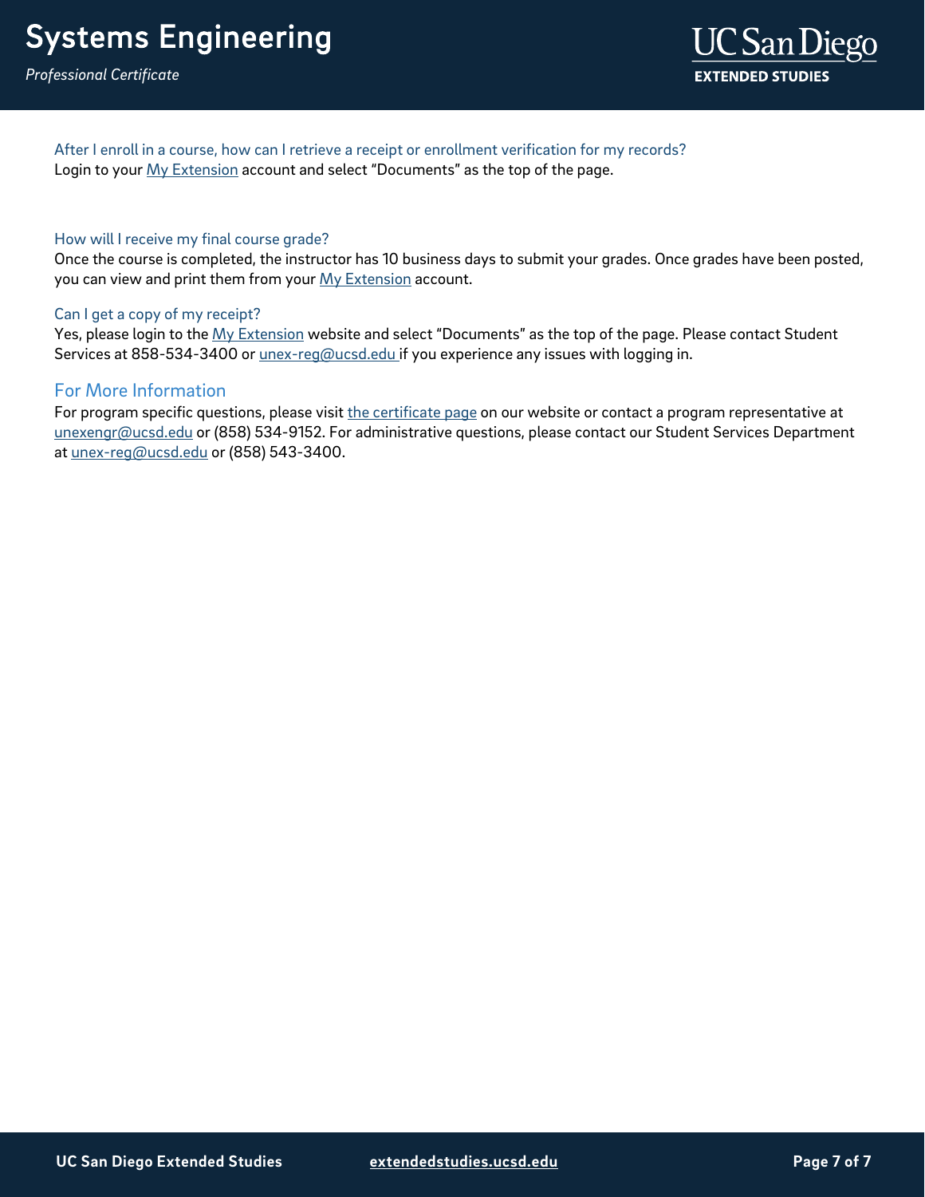### After I enroll in a course, how can I retrieve a receipt or enrollment verification for my records?

Login to your My Extension account and select "Documents" as the top of the page.

### How will I receive my final course grade?

Once the course is completed, the instructor has 10 business days to submit your grades. Once grades have been posted, you can view and print them from your My Extension account.

### Can I get a copy of my receipt?

Yes, please login to the My Extension website and select "Documents" as the top of the page. Please contact Student Services at 858-534-3400 or unex-reg@ucsd.edu if you experience any issues with logging in.

## For More Information

For program specific questions, please visit the certificate page on our website or contact a program representative at unexengr@ucsd.edu or (858) 534-9152. For administrative questions, please contact our Student Services Department at unex-reg@ucsd.edu or (858) 543-3400.